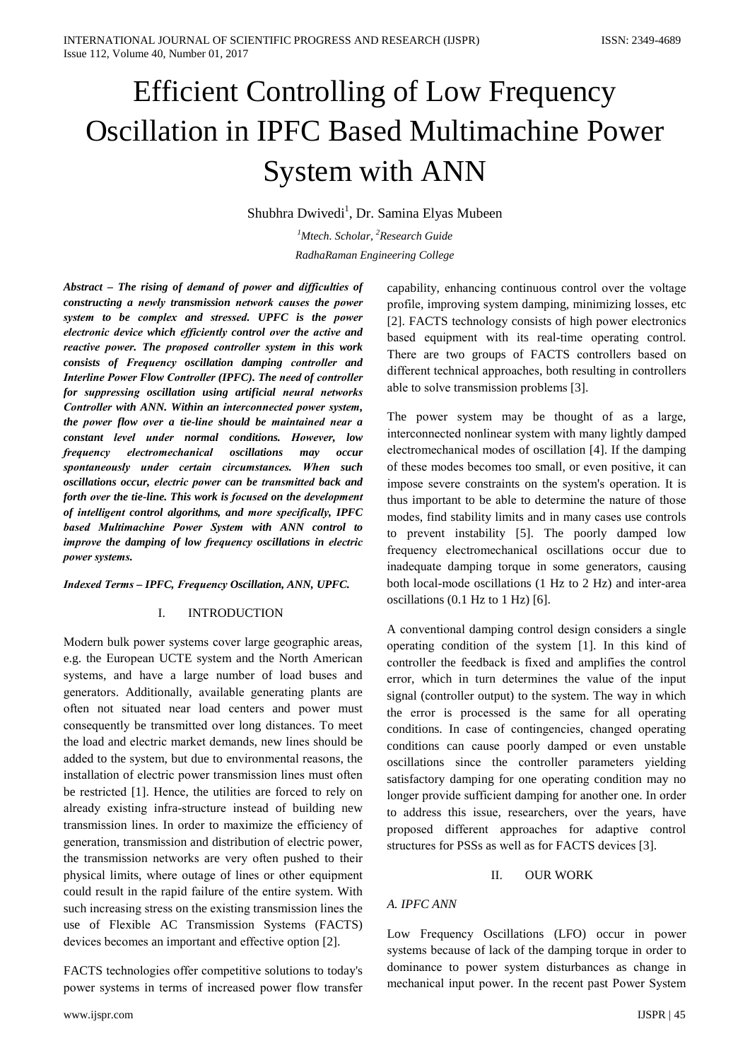# Efficient Controlling of Low Frequency Oscillation in IPFC Based Multimachine Power System with ANN

Shubhra Dwivedi[1], Dr. Samina Elyas Mubeen

[1]Mtech. Scholar, [2]Research Guide

RadhaRaman Engineering College

***Abstract – The rising of demand of power and difficulties of constructing a newly transmission network causes the power system to be complex and stressed. UPFC is the power electronic device which efficiently control over the active and reactive power. The proposed controller system in this work consists of Frequency oscillation damping controller and Interline Power Flow Controller (IPFC). The need of controller for suppressing oscillation using artificial neural networks Controller with ANN. Within an interconnected power system, the power flow over a tie-line should be maintained near a constant level under normal conditions. However, low frequency electromechanical oscillations may occur spontaneously under certain circumstances. When such oscillations occur, electric power can be transmitted back and forth over the tie-line. This work is focused on the development of intelligent control algorithms, and more specifically, IPFC based Multimachine Power System with ANN control to improve the damping of low frequency oscillations in electric power systems.***

***Indexed Terms – IPFC, Frequency Oscillation, ANN, UPFC.***

## I. INTRODUCTION

Modern bulk power systems cover large geographic areas, e.g. the European UCTE system and the North American systems, and have a large number of load buses and generators. Additionally, available generating plants are often not situated near load centers and power must consequently be transmitted over long distances. To meet the load and electric market demands, new lines should be added to the system, but due to environmental reasons, the installation of electric power transmission lines must often be restricted [1]. Hence, the utilities are forced to rely on already existing infra-structure instead of building new transmission lines. In order to maximize the efficiency of generation, transmission and distribution of electric power, the transmission networks are very often pushed to their physical limits, where outage of lines or other equipment could result in the rapid failure of the entire system. With such increasing stress on the existing transmission lines the use of Flexible AC Transmission Systems (FACTS) devices becomes an important and effective option [2].

FACTS technologies offer competitive solutions to today's power systems in terms of increased power flow transfer capability, enhancing continuous control over the voltage profile, improving system damping, minimizing losses, etc [2]. FACTS technology consists of high power electronics based equipment with its real-time operating control. There are two groups of FACTS controllers based on different technical approaches, both resulting in controllers able to solve transmission problems [3].

The power system may be thought of as a large, interconnected nonlinear system with many lightly damped electromechanical modes of oscillation [4]. If the damping of these modes becomes too small, or even positive, it can impose severe constraints on the system's operation. It is thus important to be able to determine the nature of those modes, find stability limits and in many cases use controls to prevent instability [5]. The poorly damped low frequency electromechanical oscillations occur due to inadequate damping torque in some generators, causing both local-mode oscillations (1 Hz to 2 Hz) and inter-area oscillations (0.1 Hz to 1 Hz) [6].

A conventional damping control design considers a single operating condition of the system [1]. In this kind of controller the feedback is fixed and amplifies the control error, which in turn determines the value of the input signal (controller output) to the system. The way in which the error is processed is the same for all operating conditions. In case of contingencies, changed operating conditions can cause poorly damped or even unstable oscillations since the controller parameters yielding satisfactory damping for one operating condition may no longer provide sufficient damping for another one. In order to address this issue, researchers, over the years, have proposed different approaches for adaptive control structures for PSSs as well as for FACTS devices [3].

## II. OUR WORK

### *A. IPFC ANN*

Low Frequency Oscillations (LFO) occur in power systems because of lack of the damping torque in order to dominance to power system disturbances as change in mechanical input power. In the recent past Power System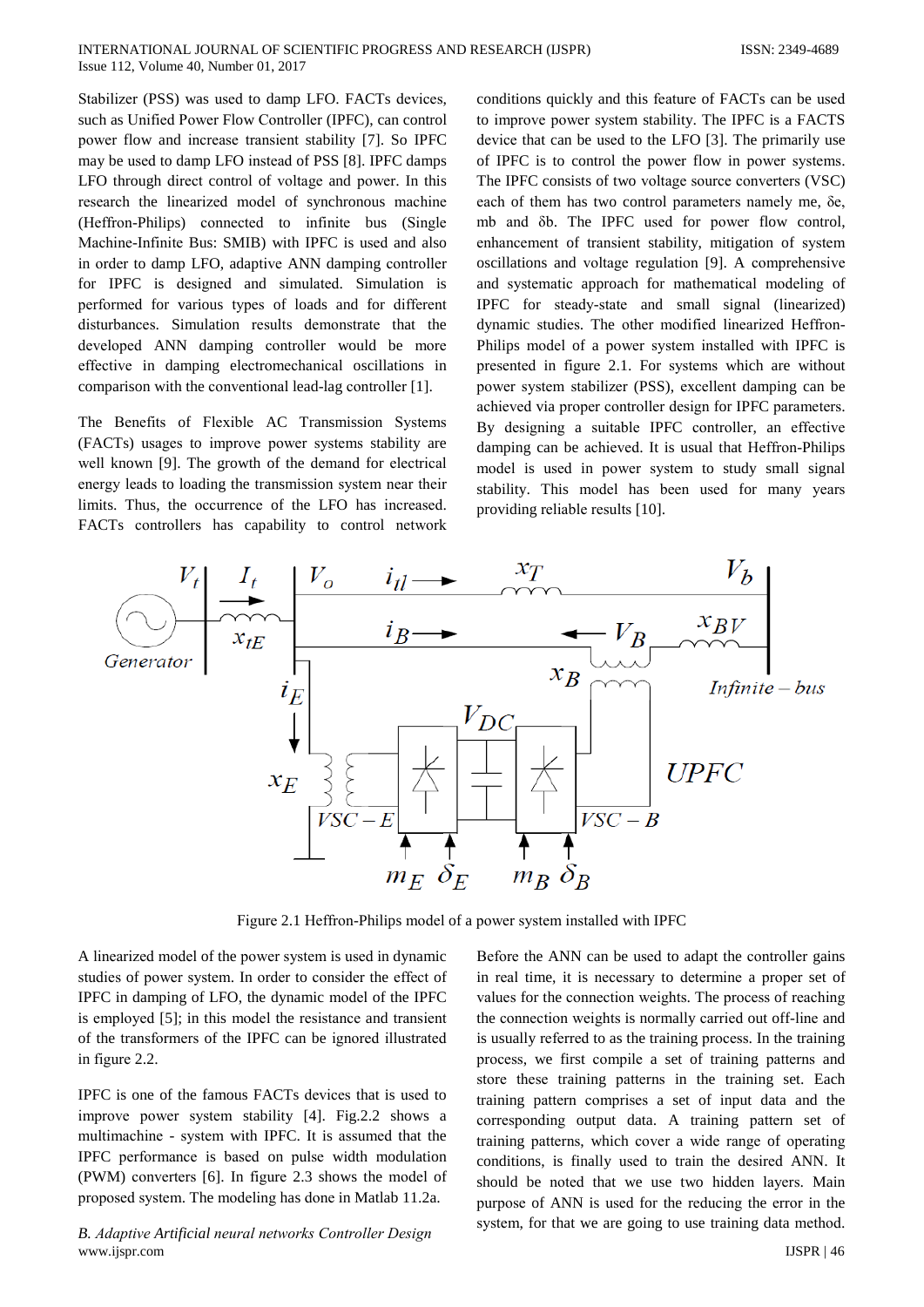Stabilizer (PSS) was used to damp LFO. FACTs devices, such as Unified Power Flow Controller (IPFC), can control power flow and increase transient stability [7]. So IPFC may be used to damp LFO instead of PSS [8]. IPFC damps LFO through direct control of voltage and power. In this research the linearized model of synchronous machine (Heffron-Philips) connected to infinite bus (Single Machine-Infinite Bus: SMIB) with IPFC is used and also in order to damp LFO, adaptive ANN damping controller for IPFC is designed and simulated. Simulation is performed for various types of loads and for different disturbances. Simulation results demonstrate that the developed ANN damping controller would be more effective in damping electromechanical oscillations in comparison with the conventional lead-lag controller [1].

The Benefits of Flexible AC Transmission Systems (FACTs) usages to improve power systems stability are well known [9]. The growth of the demand for electrical energy leads to loading the transmission system near their limits. Thus, the occurrence of the LFO has increased. FACTs controllers has capability to control network conditions quickly and this feature of FACTs can be used to improve power system stability. The IPFC is a FACTS device that can be used to the LFO [3]. The primarily use of IPFC is to control the power flow in power systems. The IPFC consists of two voltage source converters (VSC) each of them has two control parameters namely me, δe, mb and δb. The IPFC used for power flow control, enhancement of transient stability, mitigation of system oscillations and voltage regulation [9]. A comprehensive and systematic approach for mathematical modeling of IPFC for steady-state and small signal (linearized) dynamic studies. The other modified linearized Heffron-Philips model of a power system installed with IPFC is presented in figure 2.1. For systems which are without power system stabilizer (PSS), excellent damping can be achieved via proper controller design for IPFC parameters. By designing a suitable IPFC controller, an effective damping can be achieved. It is usual that Heffron-Philips model is used in power system to study small signal stability. This model has been used for many years providing reliable results [10].

$V_t$ $I_t$ $V_o$ $i_{tl}$ $x_T$ $V_b$
$x_{tE}$ $i_B$ $V_B$ $x_{BV}$
Generator
$x_B$ Infinite – bus
$i_E$
$V_{DC}$
UPFC
$x_E$
$VSC - E$ $VSC - B$
$m_E$ $\delta_E$ $m_B$ $\delta_B$

Figure 2.1 Heffron-Philips model of a power system installed with IPFC

A linearized model of the power system is used in dynamic studies of power system. In order to consider the effect of IPFC in damping of LFO, the dynamic model of the IPFC is employed [5]; in this model the resistance and transient of the transformers of the IPFC can be ignored illustrated in figure 2.2.

IPFC is one of the famous FACTs devices that is used to improve power system stability [4]. Fig.2.2 shows a multimachine - system with IPFC. It is assumed that the IPFC performance is based on pulse width modulation (PWM) converters [6]. In figure 2.3 shows the model of proposed system. The modeling has done in Matlab 11.2a.

*B. Adaptive Artificial neural networks Controller Design*

Before the ANN can be used to adapt the controller gains in real time, it is necessary to determine a proper set of values for the connection weights. The process of reaching the connection weights is normally carried out off-line and is usually referred to as the training process. In the training process, we first compile a set of training patterns and store these training patterns in the training set. Each training pattern comprises a set of input data and the corresponding output data. A training pattern set of training patterns, which cover a wide range of operating conditions, is finally used to train the desired ANN. It should be noted that we use two hidden layers. Main purpose of ANN is used for the reducing the error in the system, for that we are going to use training data method.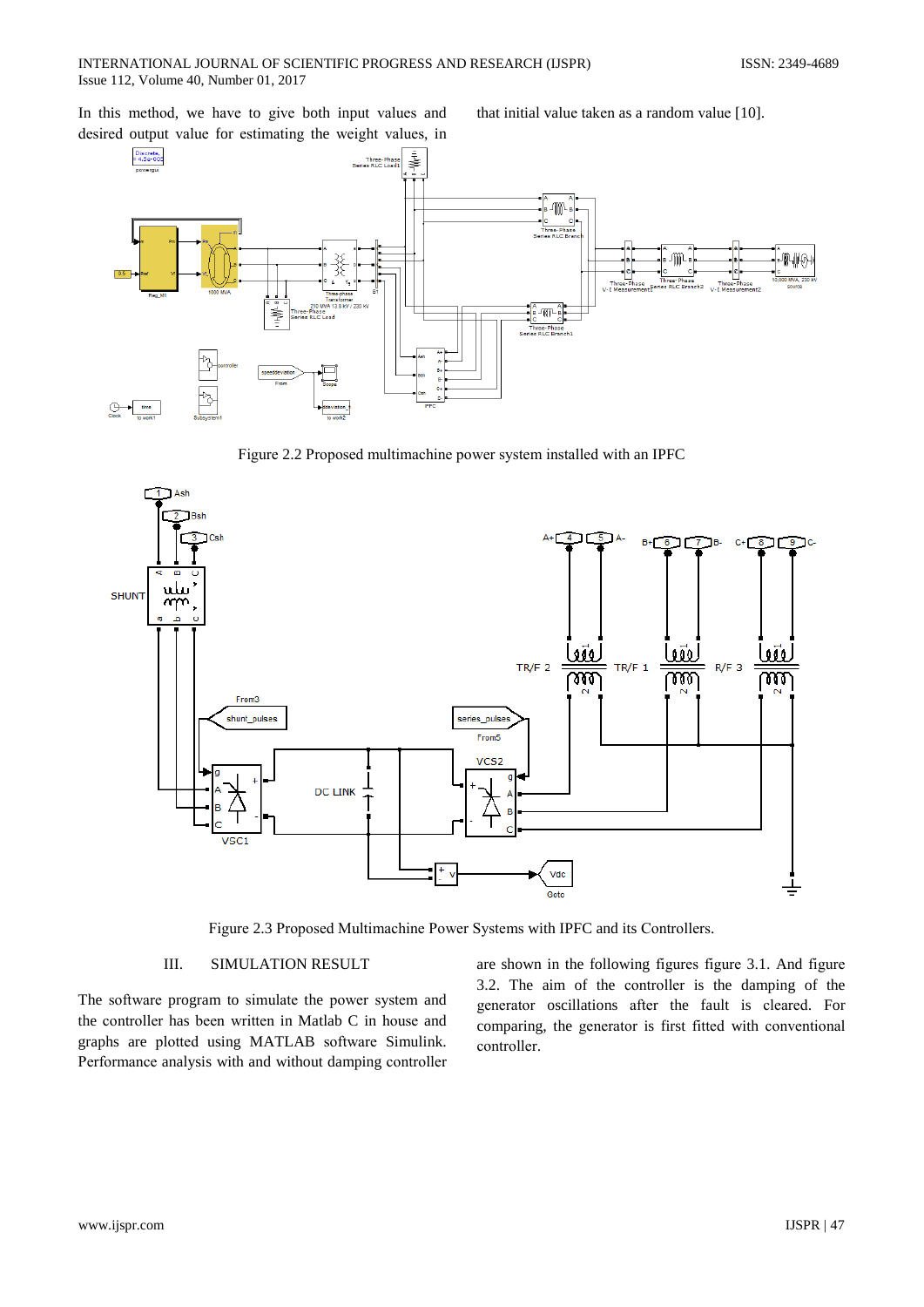In this method, we have to give both input values and desired output value for estimating the weight values, in that initial value taken as a random value [10].

Figure 2.2 Proposed multimachine power system installed with an IPFC

Figure 2.3 Proposed Multimachine Power Systems with IPFC and its Controllers.

## III. SIMULATION RESULT

The software program to simulate the power system and the controller has been written in Matlab C in house and graphs are plotted using MATLAB software Simulink. Performance analysis with and without damping controller are shown in the following figures figure 3.1. And figure 3.2. The aim of the controller is the damping of the generator oscillations after the fault is cleared. For comparing, the generator is first fitted with conventional controller.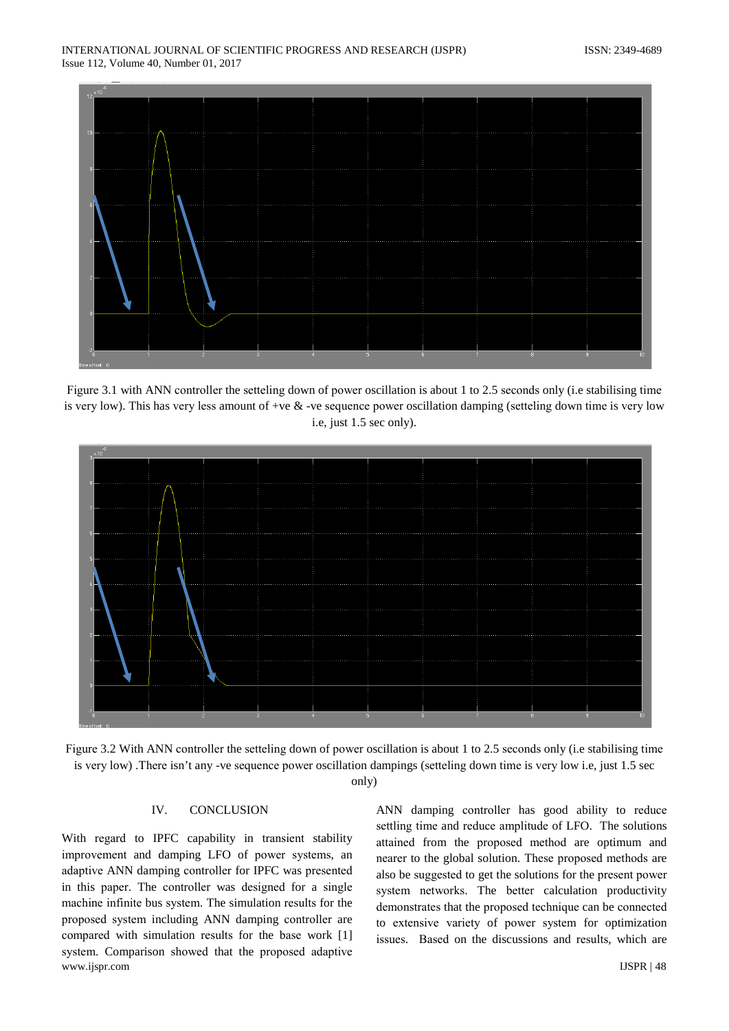×10^-4

12

10

8

6

4

2

0

-2

0 1 2 3 4 5 6 7 8 9 10

Time offset: 0

Figure 3.1 with ANN controller the setteling down of power oscillation is about 1 to 2.5 seconds only (i.e stabilising time is very low). This has very less amount of +ve & -ve sequence power oscillation damping (setteling down time is very low i.e, just 1.5 sec only).

×10^-4

9

8

7

6

5

4

3

2

1

0

-1

0 1 2 3 4 5 6 7 8 9 10

Time offset: 0

Figure 3.2 With ANN controller the setteling down of power oscillation is about 1 to 2.5 seconds only (i.e stabilising time is very low) .There isn't any -ve sequence power oscillation dampings (setteling down time is very low i.e, just 1.5 sec only)

## IV. CONCLUSION

With regard to IPFC capability in transient stability improvement and damping LFO of power systems, an adaptive ANN damping controller for IPFC was presented in this paper. The controller was designed for a single machine infinite bus system. The simulation results for the proposed system including ANN damping controller are compared with simulation results for the base work [1] system. Comparison showed that the proposed adaptive ANN damping controller has good ability to reduce settling time and reduce amplitude of LFO. The solutions attained from the proposed method are optimum and nearer to the global solution. These proposed methods are also be suggested to get the solutions for the present power system networks. The better calculation productivity demonstrates that the proposed technique can be connected to extensive variety of power system for optimization issues. Based on the discussions and results, which are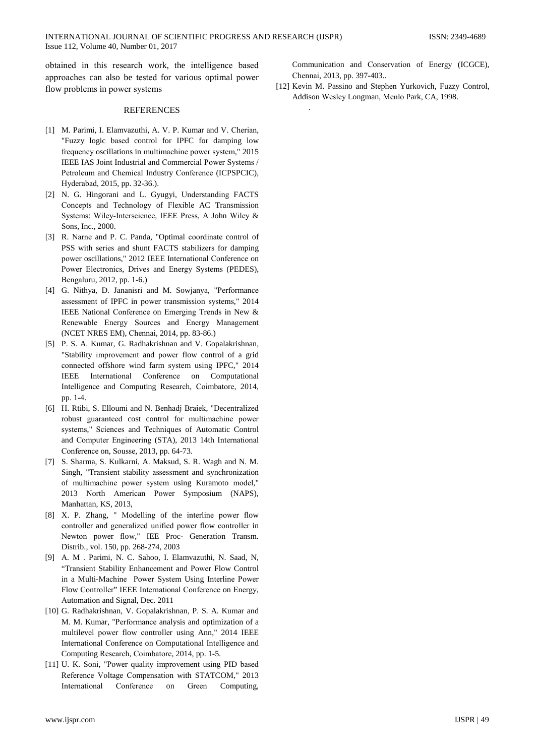obtained in this research work, the intelligence based approaches can also be tested for various optimal power flow problems in power systems

## REFERENCES

[1] M. Parimi, I. Elamvazuthi, A. V. P. Kumar and V. Cherian, "Fuzzy logic based control for IPFC for damping low frequency oscillations in multimachine power system," 2015 IEEE IAS Joint Industrial and Commercial Power Systems / Petroleum and Chemical Industry Conference (ICPSPCIC), Hyderabad, 2015, pp. 32-36.).

[2] N. G. Hingorani and L. Gyugyi, Understanding FACTS Concepts and Technology of Flexible AC Transmission Systems: Wiley-Interscience, IEEE Press, A John Wiley & Sons, Inc., 2000.

[3] R. Narne and P. C. Panda, "Optimal coordinate control of PSS with series and shunt FACTS stabilizers for damping power oscillations," 2012 IEEE International Conference on Power Electronics, Drives and Energy Systems (PEDES), Bengaluru, 2012, pp. 1-6.)

[4] G. Nithya, D. Jananisri and M. Sowjanya, "Performance assessment of IPFC in power transmission systems," 2014 IEEE National Conference on Emerging Trends in New & Renewable Energy Sources and Energy Management (NCET NRES EM), Chennai, 2014, pp. 83-86.)

[5] P. S. A. Kumar, G. Radhakrishnan and V. Gopalakrishnan, "Stability improvement and power flow control of a grid connected offshore wind farm system using IPFC," 2014 IEEE International Conference on Computational Intelligence and Computing Research, Coimbatore, 2014, pp. 1-4.

[6] H. Rtibi, S. Elloumi and N. Benhadj Braiek, "Decentralized robust guaranteed cost control for multimachine power systems," Sciences and Techniques of Automatic Control and Computer Engineering (STA), 2013 14th International Conference on, Sousse, 2013, pp. 64-73.

[7] S. Sharma, S. Kulkarni, A. Maksud, S. R. Wagh and N. M. Singh, "Transient stability assessment and synchronization of multimachine power system using Kuramoto model," 2013 North American Power Symposium (NAPS), Manhattan, KS, 2013,

[8] X. P. Zhang, " Modelling of the interline power flow controller and generalized unified power flow controller in Newton power flow," IEE Proc- Generation Transm. Distrib., vol. 150, pp. 268-274, 2003

[9] A. M . Parimi, N. C. Sahoo, I. Elamvazuthi, N. Saad, N, "Transient Stability Enhancement and Power Flow Control in a Multi-Machine Power System Using Interline Power Flow Controller" IEEE International Conference on Energy, Automation and Signal, Dec. 2011

[10] G. Radhakrishnan, V. Gopalakrishnan, P. S. A. Kumar and M. M. Kumar, "Performance analysis and optimization of a multilevel power flow controller using Ann," 2014 IEEE International Conference on Computational Intelligence and Computing Research, Coimbatore, 2014, pp. 1-5.

[11] U. K. Soni, "Power quality improvement using PID based Reference Voltage Compensation with STATCOM," 2013 International Conference on Green Computing, Communication and Conservation of Energy (ICGCE), Chennai, 2013, pp. 397-403..

[12] Kevin M. Passino and Stephen Yurkovich, Fuzzy Control, Addison Wesley Longman, Menlo Park, CA, 1998.